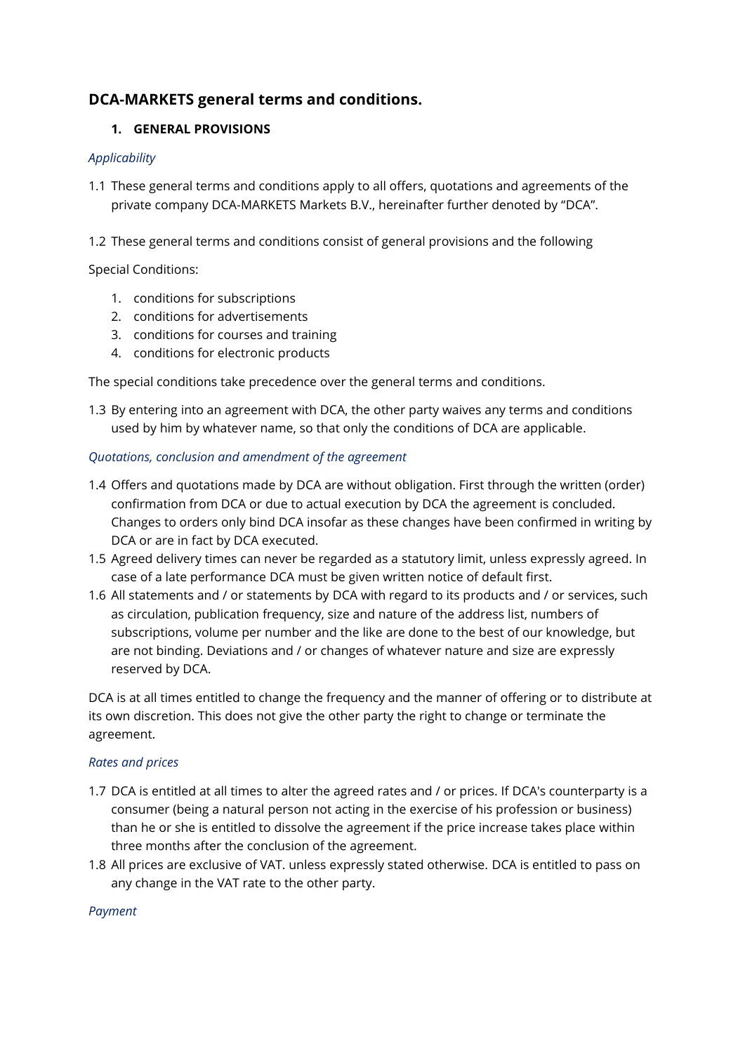## DCA-MARKETS general terms and conditions.

### 1. GENERAL PROVISIONS

*Applicability*

1.1 These general terms and conditions apply to all offers, quotations and agreements of the private company DCA-MARKETS Markets B.V., hereinafter further denoted by "DCA".

1.2 These general terms and conditions consist of general provisions and the following

Special Conditions:

1. conditions for subscriptions
2. conditions for advertisements
3. conditions for courses and training
4. conditions for electronic products

The special conditions take precedence over the general terms and conditions.

1.3 By entering into an agreement with DCA, the other party waives any terms and conditions used by him by whatever name, so that only the conditions of DCA are applicable.

*Quotations, conclusion and amendment of the agreement*

1.4 Offers and quotations made by DCA are without obligation. First through the written (order) confirmation from DCA or due to actual execution by DCA the agreement is concluded. Changes to orders only bind DCA insofar as these changes have been confirmed in writing by DCA or are in fact by DCA executed.

1.5 Agreed delivery times can never be regarded as a statutory limit, unless expressly agreed. In case of a late performance DCA must be given written notice of default first.

1.6 All statements and / or statements by DCA with regard to its products and / or services, such as circulation, publication frequency, size and nature of the address list, numbers of subscriptions, volume per number and the like are done to the best of our knowledge, but are not binding. Deviations and / or changes of whatever nature and size are expressly reserved by DCA.

DCA is at all times entitled to change the frequency and the manner of offering or to distribute at its own discretion. This does not give the other party the right to change or terminate the agreement.

*Rates and prices*

1.7 DCA is entitled at all times to alter the agreed rates and / or prices. If DCA's counterparty is a consumer (being a natural person not acting in the exercise of his profession or business) than he or she is entitled to dissolve the agreement if the price increase takes place within three months after the conclusion of the agreement.

1.8 All prices are exclusive of VAT. unless expressly stated otherwise. DCA is entitled to pass on any change in the VAT rate to the other party.

*Payment*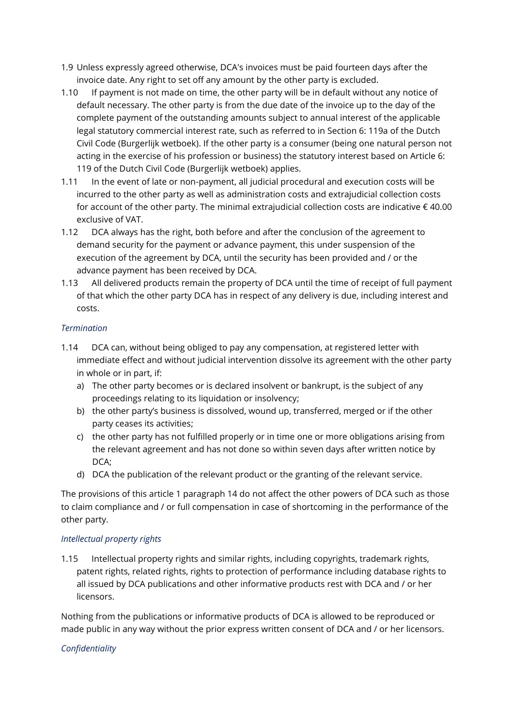1.9 Unless expressly agreed otherwise, DCA's invoices must be paid fourteen days after the invoice date. Any right to set off any amount by the other party is excluded.

1.10 If payment is not made on time, the other party will be in default without any notice of default necessary. The other party is from the due date of the invoice up to the day of the complete payment of the outstanding amounts subject to annual interest of the applicable legal statutory commercial interest rate, such as referred to in Section 6: 119a of the Dutch Civil Code (Burgerlijk wetboek). If the other party is a consumer (being one natural person not acting in the exercise of his profession or business) the statutory interest based on Article 6: 119 of the Dutch Civil Code (Burgerlijk wetboek) applies.

1.11 In the event of late or non-payment, all judicial procedural and execution costs will be incurred to the other party as well as administration costs and extrajudicial collection costs for account of the other party. The minimal extrajudicial collection costs are indicative € 40.00 exclusive of VAT.

1.12 DCA always has the right, both before and after the conclusion of the agreement to demand security for the payment or advance payment, this under suspension of the execution of the agreement by DCA, until the security has been provided and / or the advance payment has been received by DCA.

1.13 All delivered products remain the property of DCA until the time of receipt of full payment of that which the other party DCA has in respect of any delivery is due, including interest and costs.

*Termination*

1.14 DCA can, without being obliged to pay any compensation, at registered letter with immediate effect and without judicial intervention dissolve its agreement with the other party in whole or in part, if:

a) The other party becomes or is declared insolvent or bankrupt, is the subject of any proceedings relating to its liquidation or insolvency;
b) the other party's business is dissolved, wound up, transferred, merged or if the other party ceases its activities;
c) the other party has not fulfilled properly or in time one or more obligations arising from the relevant agreement and has not done so within seven days after written notice by DCA;
d) DCA the publication of the relevant product or the granting of the relevant service.

The provisions of this article 1 paragraph 14 do not affect the other powers of DCA such as those to claim compliance and / or full compensation in case of shortcoming in the performance of the other party.

*Intellectual property rights*

1.15 Intellectual property rights and similar rights, including copyrights, trademark rights, patent rights, related rights, rights to protection of performance including database rights to all issued by DCA publications and other informative products rest with DCA and / or her licensors.

Nothing from the publications or informative products of DCA is allowed to be reproduced or made public in any way without the prior express written consent of DCA and / or her licensors.

*Confidentiality*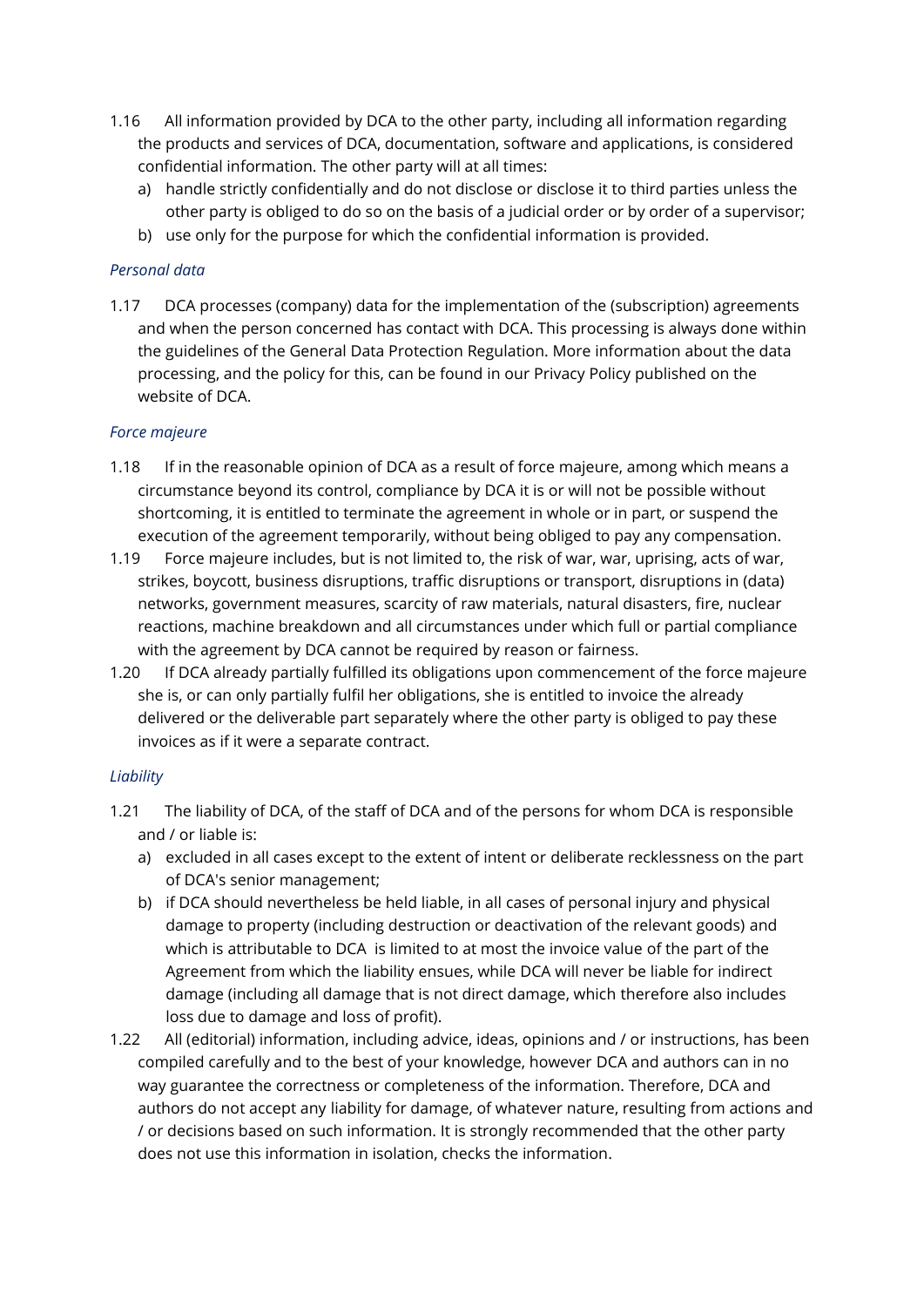1.16 All information provided by DCA to the other party, including all information regarding the products and services of DCA, documentation, software and applications, is considered confidential information. The other party will at all times:

a) handle strictly confidentially and do not disclose or disclose it to third parties unless the other party is obliged to do so on the basis of a judicial order or by order of a supervisor;
b) use only for the purpose for which the confidential information is provided.

*Personal data*

1.17 DCA processes (company) data for the implementation of the (subscription) agreements and when the person concerned has contact with DCA. This processing is always done within the guidelines of the General Data Protection Regulation. More information about the data processing, and the policy for this, can be found in our Privacy Policy published on the website of DCA.

*Force majeure*

1.18 If in the reasonable opinion of DCA as a result of force majeure, among which means a circumstance beyond its control, compliance by DCA it is or will not be possible without shortcoming, it is entitled to terminate the agreement in whole or in part, or suspend the execution of the agreement temporarily, without being obliged to pay any compensation.

1.19 Force majeure includes, but is not limited to, the risk of war, war, uprising, acts of war, strikes, boycott, business disruptions, traffic disruptions or transport, disruptions in (data) networks, government measures, scarcity of raw materials, natural disasters, fire, nuclear reactions, machine breakdown and all circumstances under which full or partial compliance with the agreement by DCA cannot be required by reason or fairness.

1.20 If DCA already partially fulfilled its obligations upon commencement of the force majeure she is, or can only partially fulfil her obligations, she is entitled to invoice the already delivered or the deliverable part separately where the other party is obliged to pay these invoices as if it were a separate contract.

*Liability*

1.21 The liability of DCA, of the staff of DCA and of the persons for whom DCA is responsible and / or liable is:

a) excluded in all cases except to the extent of intent or deliberate recklessness on the part of DCA's senior management;
b) if DCA should nevertheless be held liable, in all cases of personal injury and physical damage to property (including destruction or deactivation of the relevant goods) and which is attributable to DCA is limited to at most the invoice value of the part of the Agreement from which the liability ensues, while DCA will never be liable for indirect damage (including all damage that is not direct damage, which therefore also includes loss due to damage and loss of profit).

1.22 All (editorial) information, including advice, ideas, opinions and / or instructions, has been compiled carefully and to the best of your knowledge, however DCA and authors can in no way guarantee the correctness or completeness of the information. Therefore, DCA and authors do not accept any liability for damage, of whatever nature, resulting from actions and / or decisions based on such information. It is strongly recommended that the other party does not use this information in isolation, checks the information.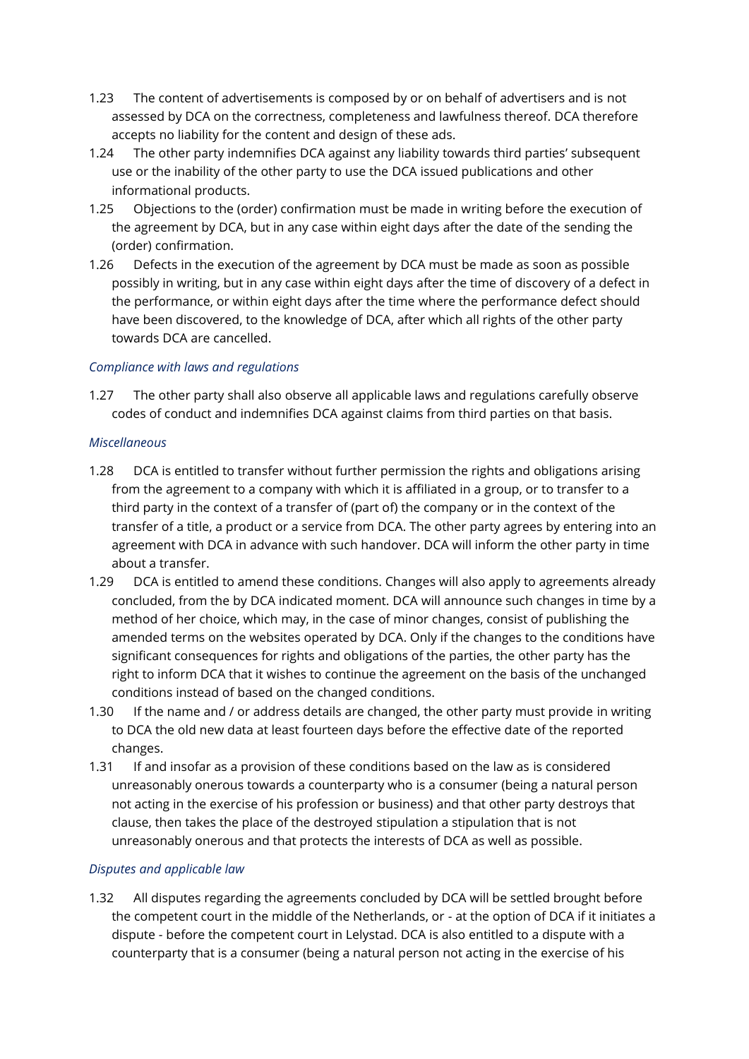1.23 The content of advertisements is composed by or on behalf of advertisers and is not assessed by DCA on the correctness, completeness and lawfulness thereof. DCA therefore accepts no liability for the content and design of these ads.

1.24 The other party indemnifies DCA against any liability towards third parties' subsequent use or the inability of the other party to use the DCA issued publications and other informational products.

1.25 Objections to the (order) confirmation must be made in writing before the execution of the agreement by DCA, but in any case within eight days after the date of the sending the (order) confirmation.

1.26 Defects in the execution of the agreement by DCA must be made as soon as possible possibly in writing, but in any case within eight days after the time of discovery of a defect in the performance, or within eight days after the time where the performance defect should have been discovered, to the knowledge of DCA, after which all rights of the other party towards DCA are cancelled.

*Compliance with laws and regulations*

1.27 The other party shall also observe all applicable laws and regulations carefully observe codes of conduct and indemnifies DCA against claims from third parties on that basis.

*Miscellaneous*

1.28 DCA is entitled to transfer without further permission the rights and obligations arising from the agreement to a company with which it is affiliated in a group, or to transfer to a third party in the context of a transfer of (part of) the company or in the context of the transfer of a title, a product or a service from DCA. The other party agrees by entering into an agreement with DCA in advance with such handover. DCA will inform the other party in time about a transfer.

1.29 DCA is entitled to amend these conditions. Changes will also apply to agreements already concluded, from the by DCA indicated moment. DCA will announce such changes in time by a method of her choice, which may, in the case of minor changes, consist of publishing the amended terms on the websites operated by DCA. Only if the changes to the conditions have significant consequences for rights and obligations of the parties, the other party has the right to inform DCA that it wishes to continue the agreement on the basis of the unchanged conditions instead of based on the changed conditions.

1.30 If the name and / or address details are changed, the other party must provide in writing to DCA the old new data at least fourteen days before the effective date of the reported changes.

1.31 If and insofar as a provision of these conditions based on the law as is considered unreasonably onerous towards a counterparty who is a consumer (being a natural person not acting in the exercise of his profession or business) and that other party destroys that clause, then takes the place of the destroyed stipulation a stipulation that is not unreasonably onerous and that protects the interests of DCA as well as possible.

*Disputes and applicable law*

1.32 All disputes regarding the agreements concluded by DCA will be settled brought before the competent court in the middle of the Netherlands, or - at the option of DCA if it initiates a dispute - before the competent court in Lelystad. DCA is also entitled to a dispute with a counterparty that is a consumer (being a natural person not acting in the exercise of his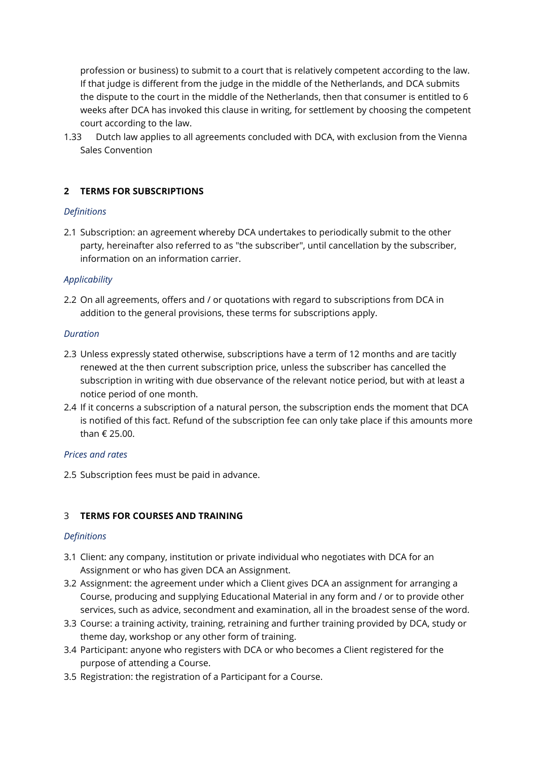profession or business) to submit to a court that is relatively competent according to the law. If that judge is different from the judge in the middle of the Netherlands, and DCA submits the dispute to the court in the middle of the Netherlands, then that consumer is entitled to 6 weeks after DCA has invoked this clause in writing, for settlement by choosing the competent court according to the law.

1.33 Dutch law applies to all agreements concluded with DCA, with exclusion from the Vienna Sales Convention

## 2 TERMS FOR SUBSCRIPTIONS

*Definitions*

2.1 Subscription: an agreement whereby DCA undertakes to periodically submit to the other party, hereinafter also referred to as "the subscriber", until cancellation by the subscriber, information on an information carrier.

*Applicability*

2.2 On all agreements, offers and / or quotations with regard to subscriptions from DCA in addition to the general provisions, these terms for subscriptions apply.

*Duration*

2.3 Unless expressly stated otherwise, subscriptions have a term of 12 months and are tacitly renewed at the then current subscription price, unless the subscriber has cancelled the subscription in writing with due observance of the relevant notice period, but with at least a notice period of one month.

2.4 If it concerns a subscription of a natural person, the subscription ends the moment that DCA is notified of this fact. Refund of the subscription fee can only take place if this amounts more than € 25.00.

*Prices and rates*

2.5 Subscription fees must be paid in advance.

## 3 TERMS FOR COURSES AND TRAINING

*Definitions*

3.1 Client: any company, institution or private individual who negotiates with DCA for an Assignment or who has given DCA an Assignment.

3.2 Assignment: the agreement under which a Client gives DCA an assignment for arranging a Course, producing and supplying Educational Material in any form and / or to provide other services, such as advice, secondment and examination, all in the broadest sense of the word.

3.3 Course: a training activity, training, retraining and further training provided by DCA, study or theme day, workshop or any other form of training.

3.4 Participant: anyone who registers with DCA or who becomes a Client registered for the purpose of attending a Course.

3.5 Registration: the registration of a Participant for a Course.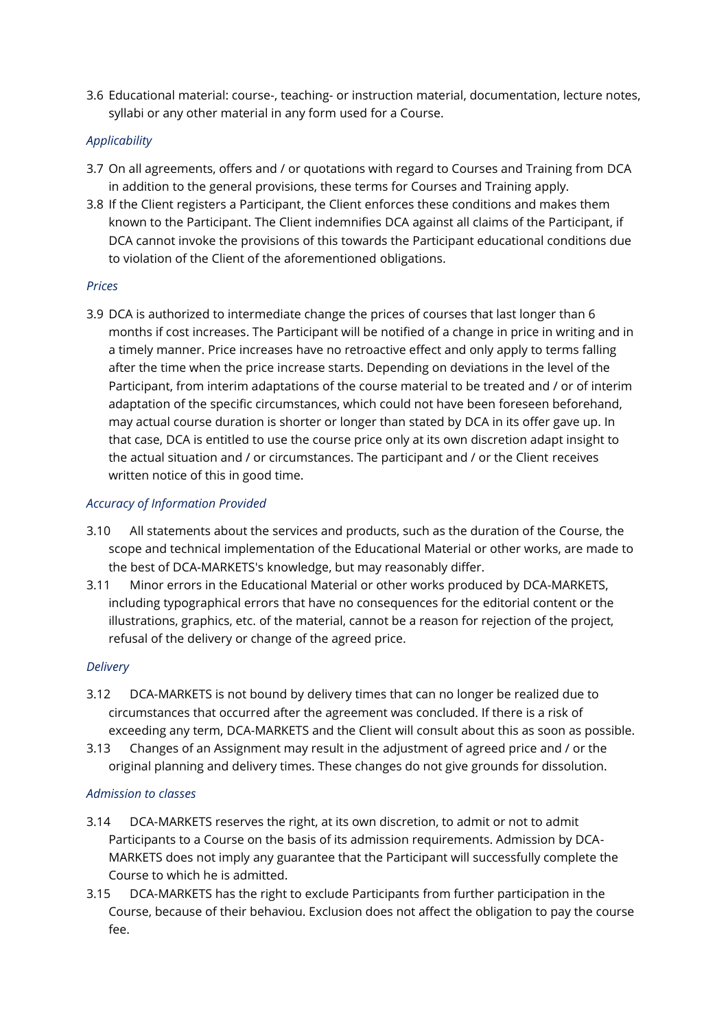3.6 Educational material: course-, teaching- or instruction material, documentation, lecture notes, syllabi or any other material in any form used for a Course.

*Applicability*

3.7 On all agreements, offers and / or quotations with regard to Courses and Training from DCA in addition to the general provisions, these terms for Courses and Training apply.

3.8 If the Client registers a Participant, the Client enforces these conditions and makes them known to the Participant. The Client indemnifies DCA against all claims of the Participant, if DCA cannot invoke the provisions of this towards the Participant educational conditions due to violation of the Client of the aforementioned obligations.

*Prices*

3.9 DCA is authorized to intermediate change the prices of courses that last longer than 6 months if cost increases. The Participant will be notified of a change in price in writing and in a timely manner. Price increases have no retroactive effect and only apply to terms falling after the time when the price increase starts. Depending on deviations in the level of the Participant, from interim adaptations of the course material to be treated and / or of interim adaptation of the specific circumstances, which could not have been foreseen beforehand, may actual course duration is shorter or longer than stated by DCA in its offer gave up. In that case, DCA is entitled to use the course price only at its own discretion adapt insight to the actual situation and / or circumstances. The participant and / or the Client receives written notice of this in good time.

*Accuracy of Information Provided*

3.10 All statements about the services and products, such as the duration of the Course, the scope and technical implementation of the Educational Material or other works, are made to the best of DCA-MARKETS's knowledge, but may reasonably differ.

3.11 Minor errors in the Educational Material or other works produced by DCA-MARKETS, including typographical errors that have no consequences for the editorial content or the illustrations, graphics, etc. of the material, cannot be a reason for rejection of the project, refusal of the delivery or change of the agreed price.

*Delivery*

3.12 DCA-MARKETS is not bound by delivery times that can no longer be realized due to circumstances that occurred after the agreement was concluded. If there is a risk of exceeding any term, DCA-MARKETS and the Client will consult about this as soon as possible.

3.13 Changes of an Assignment may result in the adjustment of agreed price and / or the original planning and delivery times. These changes do not give grounds for dissolution.

*Admission to classes*

3.14 DCA-MARKETS reserves the right, at its own discretion, to admit or not to admit Participants to a Course on the basis of its admission requirements. Admission by DCA-MARKETS does not imply any guarantee that the Participant will successfully complete the Course to which he is admitted.

3.15 DCA-MARKETS has the right to exclude Participants from further participation in the Course, because of their behaviou. Exclusion does not affect the obligation to pay the course fee.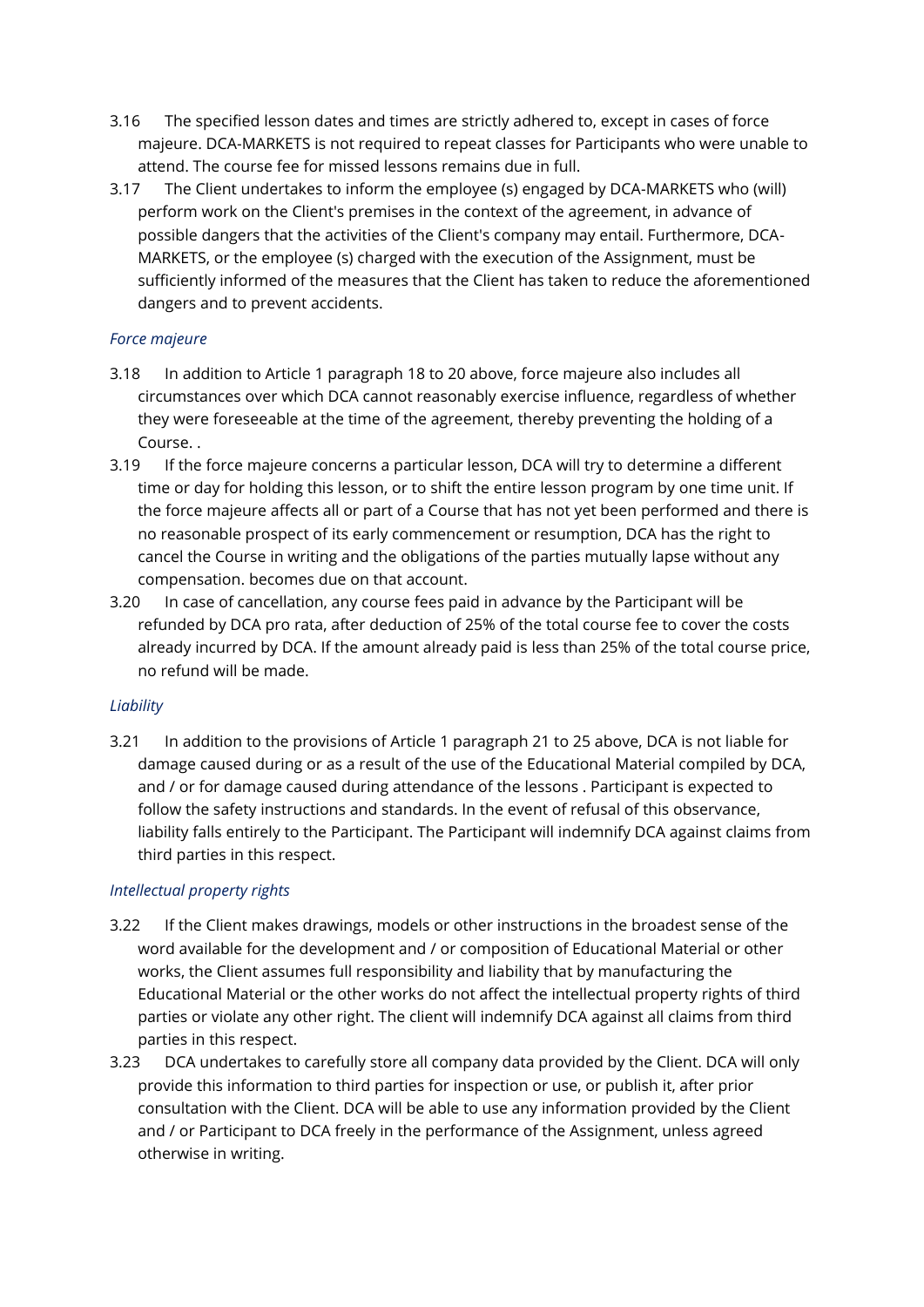3.16 The specified lesson dates and times are strictly adhered to, except in cases of force majeure. DCA-MARKETS is not required to repeat classes for Participants who were unable to attend. The course fee for missed lessons remains due in full.

3.17 The Client undertakes to inform the employee (s) engaged by DCA-MARKETS who (will) perform work on the Client's premises in the context of the agreement, in advance of possible dangers that the activities of the Client's company may entail. Furthermore, DCA-MARKETS, or the employee (s) charged with the execution of the Assignment, must be sufficiently informed of the measures that the Client has taken to reduce the aforementioned dangers and to prevent accidents.

*Force majeure*

3.18 In addition to Article 1 paragraph 18 to 20 above, force majeure also includes all circumstances over which DCA cannot reasonably exercise influence, regardless of whether they were foreseeable at the time of the agreement, thereby preventing the holding of a Course. .

3.19 If the force majeure concerns a particular lesson, DCA will try to determine a different time or day for holding this lesson, or to shift the entire lesson program by one time unit. If the force majeure affects all or part of a Course that has not yet been performed and there is no reasonable prospect of its early commencement or resumption, DCA has the right to cancel the Course in writing and the obligations of the parties mutually lapse without any compensation. becomes due on that account.

3.20 In case of cancellation, any course fees paid in advance by the Participant will be refunded by DCA pro rata, after deduction of 25% of the total course fee to cover the costs already incurred by DCA. If the amount already paid is less than 25% of the total course price, no refund will be made.

*Liability*

3.21 In addition to the provisions of Article 1 paragraph 21 to 25 above, DCA is not liable for damage caused during or as a result of the use of the Educational Material compiled by DCA, and / or for damage caused during attendance of the lessons . Participant is expected to follow the safety instructions and standards. In the event of refusal of this observance, liability falls entirely to the Participant. The Participant will indemnify DCA against claims from third parties in this respect.

*Intellectual property rights*

3.22 If the Client makes drawings, models or other instructions in the broadest sense of the word available for the development and / or composition of Educational Material or other works, the Client assumes full responsibility and liability that by manufacturing the Educational Material or the other works do not affect the intellectual property rights of third parties or violate any other right. The client will indemnify DCA against all claims from third parties in this respect.

3.23 DCA undertakes to carefully store all company data provided by the Client. DCA will only provide this information to third parties for inspection or use, or publish it, after prior consultation with the Client. DCA will be able to use any information provided by the Client and / or Participant to DCA freely in the performance of the Assignment, unless agreed otherwise in writing.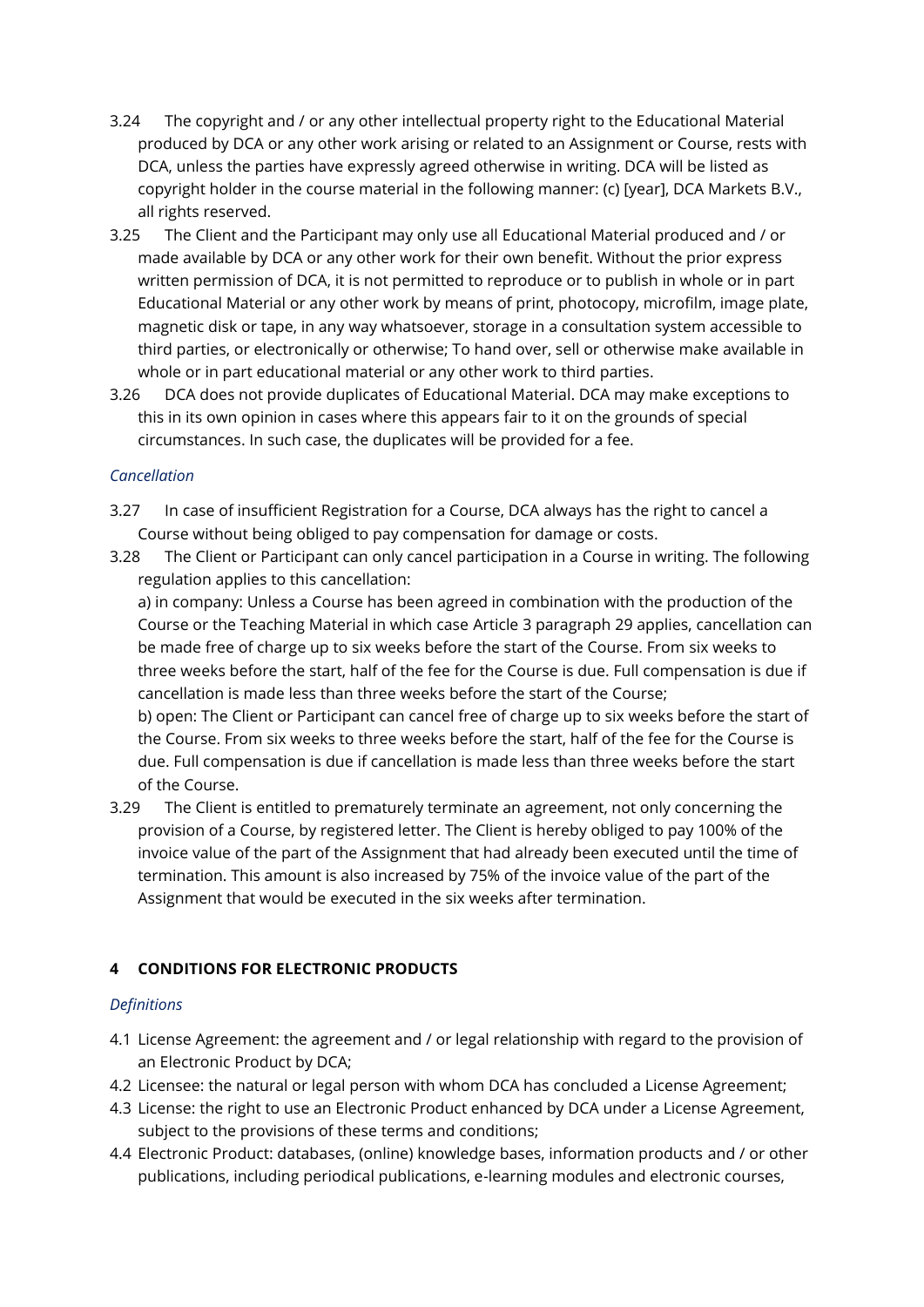3.24 The copyright and / or any other intellectual property right to the Educational Material produced by DCA or any other work arising or related to an Assignment or Course, rests with DCA, unless the parties have expressly agreed otherwise in writing. DCA will be listed as copyright holder in the course material in the following manner: (c) [year], DCA Markets B.V., all rights reserved.

3.25 The Client and the Participant may only use all Educational Material produced and / or made available by DCA or any other work for their own benefit. Without the prior express written permission of DCA, it is not permitted to reproduce or to publish in whole or in part Educational Material or any other work by means of print, photocopy, microfilm, image plate, magnetic disk or tape, in any way whatsoever, storage in a consultation system accessible to third parties, or electronically or otherwise; To hand over, sell or otherwise make available in whole or in part educational material or any other work to third parties.

3.26 DCA does not provide duplicates of Educational Material. DCA may make exceptions to this in its own opinion in cases where this appears fair to it on the grounds of special circumstances. In such case, the duplicates will be provided for a fee.

*Cancellation*

3.27 In case of insufficient Registration for a Course, DCA always has the right to cancel a Course without being obliged to pay compensation for damage or costs.

3.28 The Client or Participant can only cancel participation in a Course in writing. The following regulation applies to this cancellation:
a) in company: Unless a Course has been agreed in combination with the production of the Course or the Teaching Material in which case Article 3 paragraph 29 applies, cancellation can be made free of charge up to six weeks before the start of the Course. From six weeks to three weeks before the start, half of the fee for the Course is due. Full compensation is due if cancellation is made less than three weeks before the start of the Course;
b) open: The Client or Participant can cancel free of charge up to six weeks before the start of the Course. From six weeks to three weeks before the start, half of the fee for the Course is due. Full compensation is due if cancellation is made less than three weeks before the start of the Course.

3.29 The Client is entitled to prematurely terminate an agreement, not only concerning the provision of a Course, by registered letter. The Client is hereby obliged to pay 100% of the invoice value of the part of the Assignment that had already been executed until the time of termination. This amount is also increased by 75% of the invoice value of the part of the Assignment that would be executed in the six weeks after termination.

## 4 CONDITIONS FOR ELECTRONIC PRODUCTS

*Definitions*

4.1 License Agreement: the agreement and / or legal relationship with regard to the provision of an Electronic Product by DCA;

4.2 Licensee: the natural or legal person with whom DCA has concluded a License Agreement;

4.3 License: the right to use an Electronic Product enhanced by DCA under a License Agreement, subject to the provisions of these terms and conditions;

4.4 Electronic Product: databases, (online) knowledge bases, information products and / or other publications, including periodical publications, e-learning modules and electronic courses,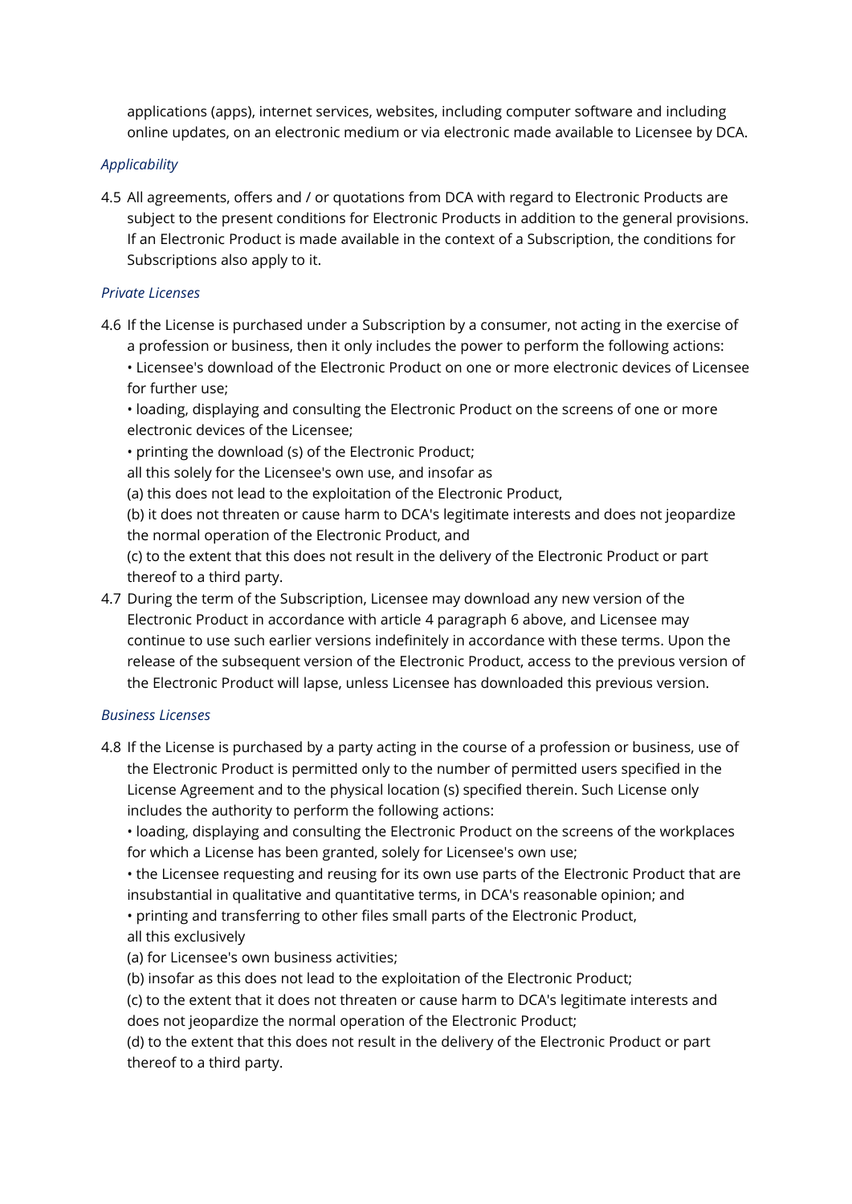applications (apps), internet services, websites, including computer software and including online updates, on an electronic medium or via electronic made available to Licensee by DCA.

*Applicability*

4.5 All agreements, offers and / or quotations from DCA with regard to Electronic Products are subject to the present conditions for Electronic Products in addition to the general provisions. If an Electronic Product is made available in the context of a Subscription, the conditions for Subscriptions also apply to it.

*Private Licenses*

4.6 If the License is purchased under a Subscription by a consumer, not acting in the exercise of a profession or business, then it only includes the power to perform the following actions:
• Licensee's download of the Electronic Product on one or more electronic devices of Licensee for further use;
• loading, displaying and consulting the Electronic Product on the screens of one or more electronic devices of the Licensee;
• printing the download (s) of the Electronic Product;
all this solely for the Licensee's own use, and insofar as
(a) this does not lead to the exploitation of the Electronic Product,
(b) it does not threaten or cause harm to DCA's legitimate interests and does not jeopardize the normal operation of the Electronic Product, and
(c) to the extent that this does not result in the delivery of the Electronic Product or part thereof to a third party.

4.7 During the term of the Subscription, Licensee may download any new version of the Electronic Product in accordance with article 4 paragraph 6 above, and Licensee may continue to use such earlier versions indefinitely in accordance with these terms. Upon the release of the subsequent version of the Electronic Product, access to the previous version of the Electronic Product will lapse, unless Licensee has downloaded this previous version.

*Business Licenses*

4.8 If the License is purchased by a party acting in the course of a profession or business, use of the Electronic Product is permitted only to the number of permitted users specified in the License Agreement and to the physical location (s) specified therein. Such License only includes the authority to perform the following actions:
• loading, displaying and consulting the Electronic Product on the screens of the workplaces for which a License has been granted, solely for Licensee's own use;
• the Licensee requesting and reusing for its own use parts of the Electronic Product that are insubstantial in qualitative and quantitative terms, in DCA's reasonable opinion; and
• printing and transferring to other files small parts of the Electronic Product,
all this exclusively
(a) for Licensee's own business activities;
(b) insofar as this does not lead to the exploitation of the Electronic Product;
(c) to the extent that it does not threaten or cause harm to DCA's legitimate interests and does not jeopardize the normal operation of the Electronic Product;
(d) to the extent that this does not result in the delivery of the Electronic Product or part thereof to a third party.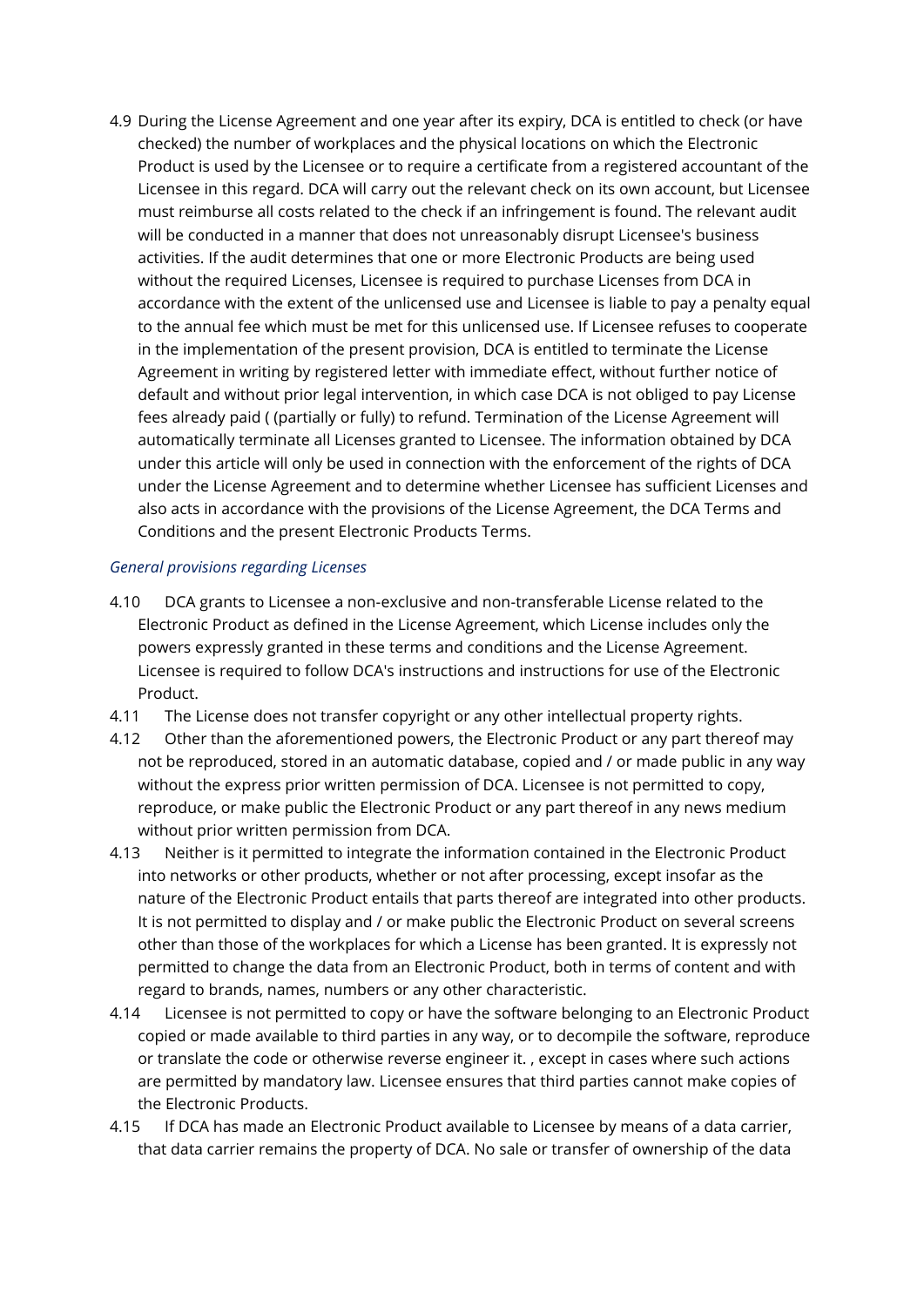4.9 During the License Agreement and one year after its expiry, DCA is entitled to check (or have checked) the number of workplaces and the physical locations on which the Electronic Product is used by the Licensee or to require a certificate from a registered accountant of the Licensee in this regard. DCA will carry out the relevant check on its own account, but Licensee must reimburse all costs related to the check if an infringement is found. The relevant audit will be conducted in a manner that does not unreasonably disrupt Licensee's business activities. If the audit determines that one or more Electronic Products are being used without the required Licenses, Licensee is required to purchase Licenses from DCA in accordance with the extent of the unlicensed use and Licensee is liable to pay a penalty equal to the annual fee which must be met for this unlicensed use. If Licensee refuses to cooperate in the implementation of the present provision, DCA is entitled to terminate the License Agreement in writing by registered letter with immediate effect, without further notice of default and without prior legal intervention, in which case DCA is not obliged to pay License fees already paid ( (partially or fully) to refund. Termination of the License Agreement will automatically terminate all Licenses granted to Licensee. The information obtained by DCA under this article will only be used in connection with the enforcement of the rights of DCA under the License Agreement and to determine whether Licensee has sufficient Licenses and also acts in accordance with the provisions of the License Agreement, the DCA Terms and Conditions and the present Electronic Products Terms.

*General provisions regarding Licenses*

4.10 DCA grants to Licensee a non-exclusive and non-transferable License related to the Electronic Product as defined in the License Agreement, which License includes only the powers expressly granted in these terms and conditions and the License Agreement. Licensee is required to follow DCA's instructions and instructions for use of the Electronic Product.

4.11 The License does not transfer copyright or any other intellectual property rights.

4.12 Other than the aforementioned powers, the Electronic Product or any part thereof may not be reproduced, stored in an automatic database, copied and / or made public in any way without the express prior written permission of DCA. Licensee is not permitted to copy, reproduce, or make public the Electronic Product or any part thereof in any news medium without prior written permission from DCA.

4.13 Neither is it permitted to integrate the information contained in the Electronic Product into networks or other products, whether or not after processing, except insofar as the nature of the Electronic Product entails that parts thereof are integrated into other products. It is not permitted to display and / or make public the Electronic Product on several screens other than those of the workplaces for which a License has been granted. It is expressly not permitted to change the data from an Electronic Product, both in terms of content and with regard to brands, names, numbers or any other characteristic.

4.14 Licensee is not permitted to copy or have the software belonging to an Electronic Product copied or made available to third parties in any way, or to decompile the software, reproduce or translate the code or otherwise reverse engineer it. , except in cases where such actions are permitted by mandatory law. Licensee ensures that third parties cannot make copies of the Electronic Products.

4.15 If DCA has made an Electronic Product available to Licensee by means of a data carrier, that data carrier remains the property of DCA. No sale or transfer of ownership of the data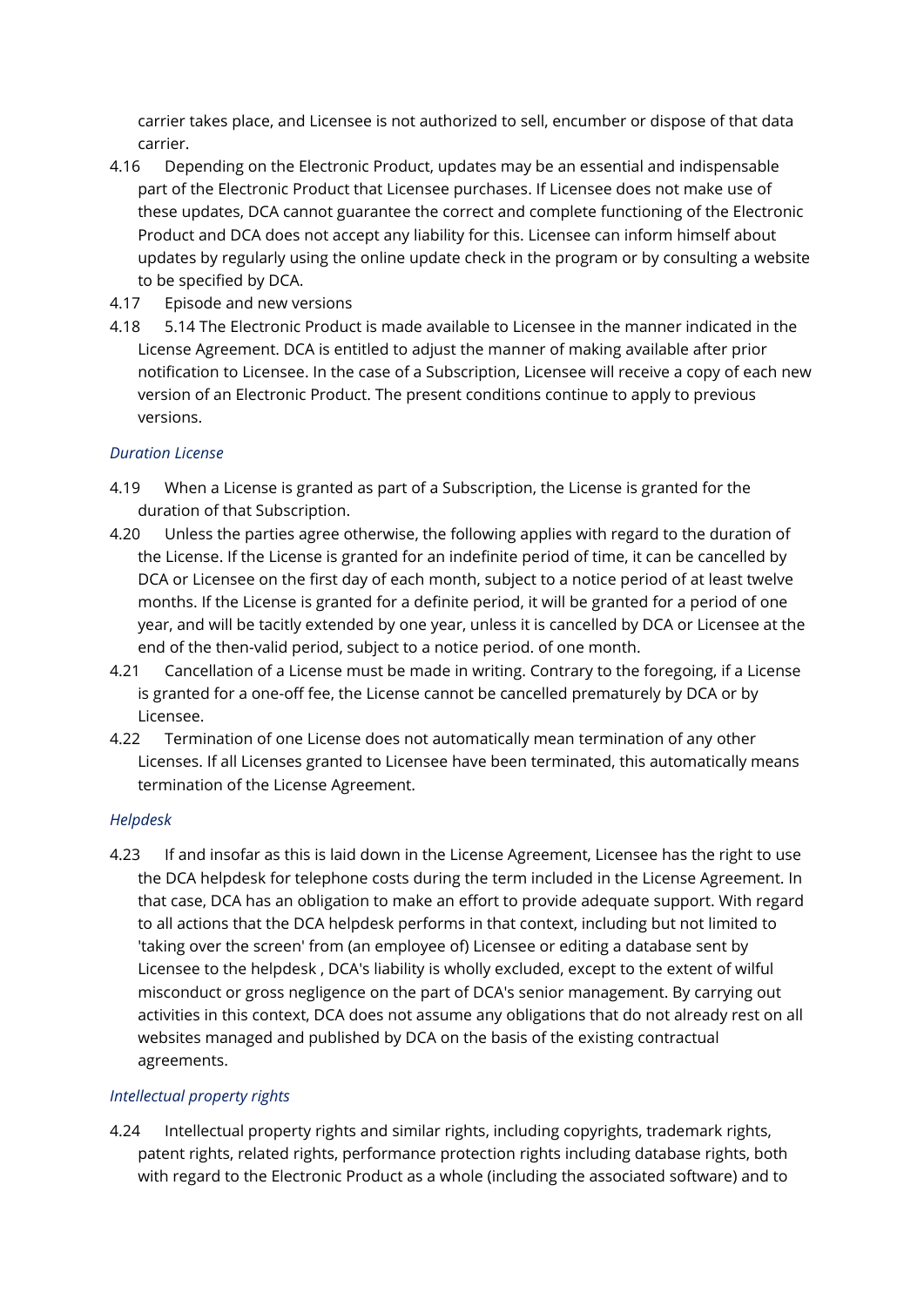carrier takes place, and Licensee is not authorized to sell, encumber or dispose of that data carrier.

4.16 Depending on the Electronic Product, updates may be an essential and indispensable part of the Electronic Product that Licensee purchases. If Licensee does not make use of these updates, DCA cannot guarantee the correct and complete functioning of the Electronic Product and DCA does not accept any liability for this. Licensee can inform himself about updates by regularly using the online update check in the program or by consulting a website to be specified by DCA.

4.17 Episode and new versions

4.18 5.14 The Electronic Product is made available to Licensee in the manner indicated in the License Agreement. DCA is entitled to adjust the manner of making available after prior notification to Licensee. In the case of a Subscription, Licensee will receive a copy of each new version of an Electronic Product. The present conditions continue to apply to previous versions.

*Duration License*

4.19 When a License is granted as part of a Subscription, the License is granted for the duration of that Subscription.

4.20 Unless the parties agree otherwise, the following applies with regard to the duration of the License. If the License is granted for an indefinite period of time, it can be cancelled by DCA or Licensee on the first day of each month, subject to a notice period of at least twelve months. If the License is granted for a definite period, it will be granted for a period of one year, and will be tacitly extended by one year, unless it is cancelled by DCA or Licensee at the end of the then-valid period, subject to a notice period. of one month.

4.21 Cancellation of a License must be made in writing. Contrary to the foregoing, if a License is granted for a one-off fee, the License cannot be cancelled prematurely by DCA or by Licensee.

4.22 Termination of one License does not automatically mean termination of any other Licenses. If all Licenses granted to Licensee have been terminated, this automatically means termination of the License Agreement.

*Helpdesk*

4.23 If and insofar as this is laid down in the License Agreement, Licensee has the right to use the DCA helpdesk for telephone costs during the term included in the License Agreement. In that case, DCA has an obligation to make an effort to provide adequate support. With regard to all actions that the DCA helpdesk performs in that context, including but not limited to 'taking over the screen' from (an employee of) Licensee or editing a database sent by Licensee to the helpdesk , DCA's liability is wholly excluded, except to the extent of wilful misconduct or gross negligence on the part of DCA's senior management. By carrying out activities in this context, DCA does not assume any obligations that do not already rest on all websites managed and published by DCA on the basis of the existing contractual agreements.

*Intellectual property rights*

4.24 Intellectual property rights and similar rights, including copyrights, trademark rights, patent rights, related rights, performance protection rights including database rights, both with regard to the Electronic Product as a whole (including the associated software) and to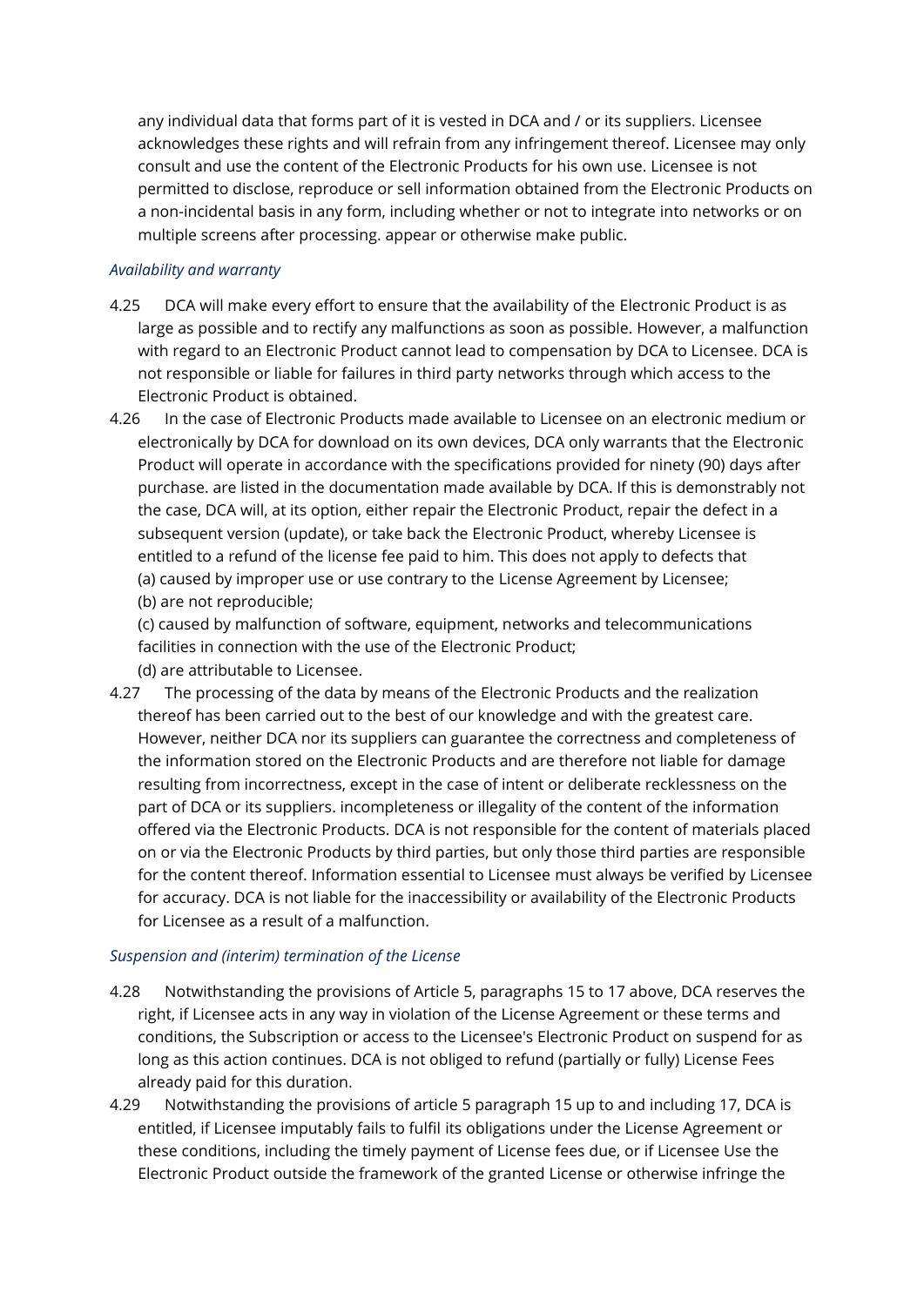any individual data that forms part of it is vested in DCA and / or its suppliers. Licensee acknowledges these rights and will refrain from any infringement thereof. Licensee may only consult and use the content of the Electronic Products for his own use. Licensee is not permitted to disclose, reproduce or sell information obtained from the Electronic Products on a non-incidental basis in any form, including whether or not to integrate into networks or on multiple screens after processing. appear or otherwise make public.

*Availability and warranty*

4.25 DCA will make every effort to ensure that the availability of the Electronic Product is as large as possible and to rectify any malfunctions as soon as possible. However, a malfunction with regard to an Electronic Product cannot lead to compensation by DCA to Licensee. DCA is not responsible or liable for failures in third party networks through which access to the Electronic Product is obtained.

4.26 In the case of Electronic Products made available to Licensee on an electronic medium or electronically by DCA for download on its own devices, DCA only warrants that the Electronic Product will operate in accordance with the specifications provided for ninety (90) days after purchase. are listed in the documentation made available by DCA. If this is demonstrably not the case, DCA will, at its option, either repair the Electronic Product, repair the defect in a subsequent version (update), or take back the Electronic Product, whereby Licensee is entitled to a refund of the license fee paid to him. This does not apply to defects that
(a) caused by improper use or use contrary to the License Agreement by Licensee;
(b) are not reproducible;
(c) caused by malfunction of software, equipment, networks and telecommunications facilities in connection with the use of the Electronic Product;
(d) are attributable to Licensee.

4.27 The processing of the data by means of the Electronic Products and the realization thereof has been carried out to the best of our knowledge and with the greatest care. However, neither DCA nor its suppliers can guarantee the correctness and completeness of the information stored on the Electronic Products and are therefore not liable for damage resulting from incorrectness, except in the case of intent or deliberate recklessness on the part of DCA or its suppliers. incompleteness or illegality of the content of the information offered via the Electronic Products. DCA is not responsible for the content of materials placed on or via the Electronic Products by third parties, but only those third parties are responsible for the content thereof. Information essential to Licensee must always be verified by Licensee for accuracy. DCA is not liable for the inaccessibility or availability of the Electronic Products for Licensee as a result of a malfunction.

*Suspension and (interim) termination of the License*

4.28 Notwithstanding the provisions of Article 5, paragraphs 15 to 17 above, DCA reserves the right, if Licensee acts in any way in violation of the License Agreement or these terms and conditions, the Subscription or access to the Licensee's Electronic Product on suspend for as long as this action continues. DCA is not obliged to refund (partially or fully) License Fees already paid for this duration.

4.29 Notwithstanding the provisions of article 5 paragraph 15 up to and including 17, DCA is entitled, if Licensee imputably fails to fulfil its obligations under the License Agreement or these conditions, including the timely payment of License fees due, or if Licensee Use the Electronic Product outside the framework of the granted License or otherwise infringe the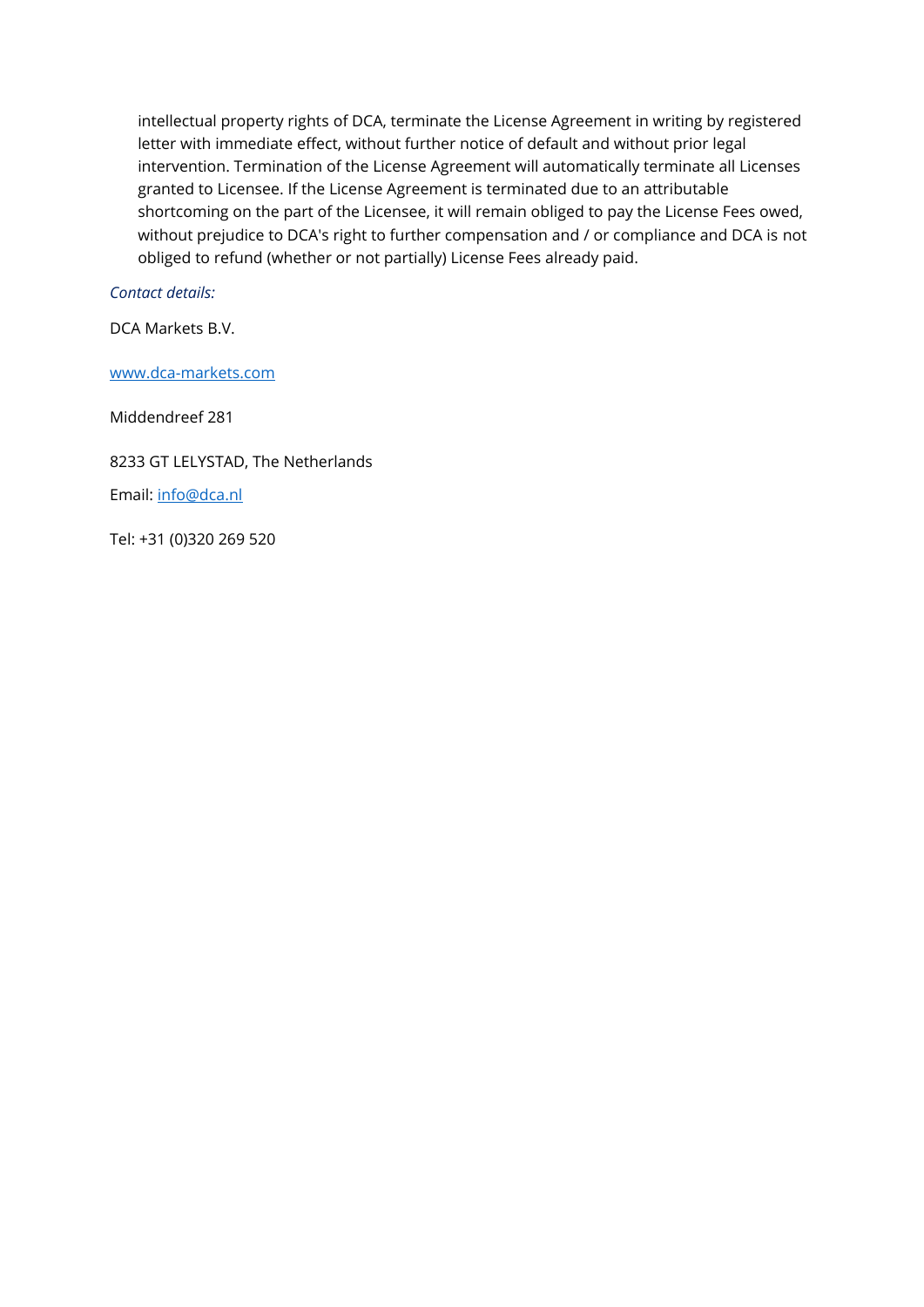intellectual property rights of DCA, terminate the License Agreement in writing by registered letter with immediate effect, without further notice of default and without prior legal intervention. Termination of the License Agreement will automatically terminate all Licenses granted to Licensee. If the License Agreement is terminated due to an attributable shortcoming on the part of the Licensee, it will remain obliged to pay the License Fees owed, without prejudice to DCA's right to further compensation and / or compliance and DCA is not obliged to refund (whether or not partially) License Fees already paid.

*Contact details:*

DCA Markets B.V.

www.dca-markets.com

Middendreef 281

8233 GT LELYSTAD, The Netherlands

Email: info@dca.nl

Tel: +31 (0)320 269 520